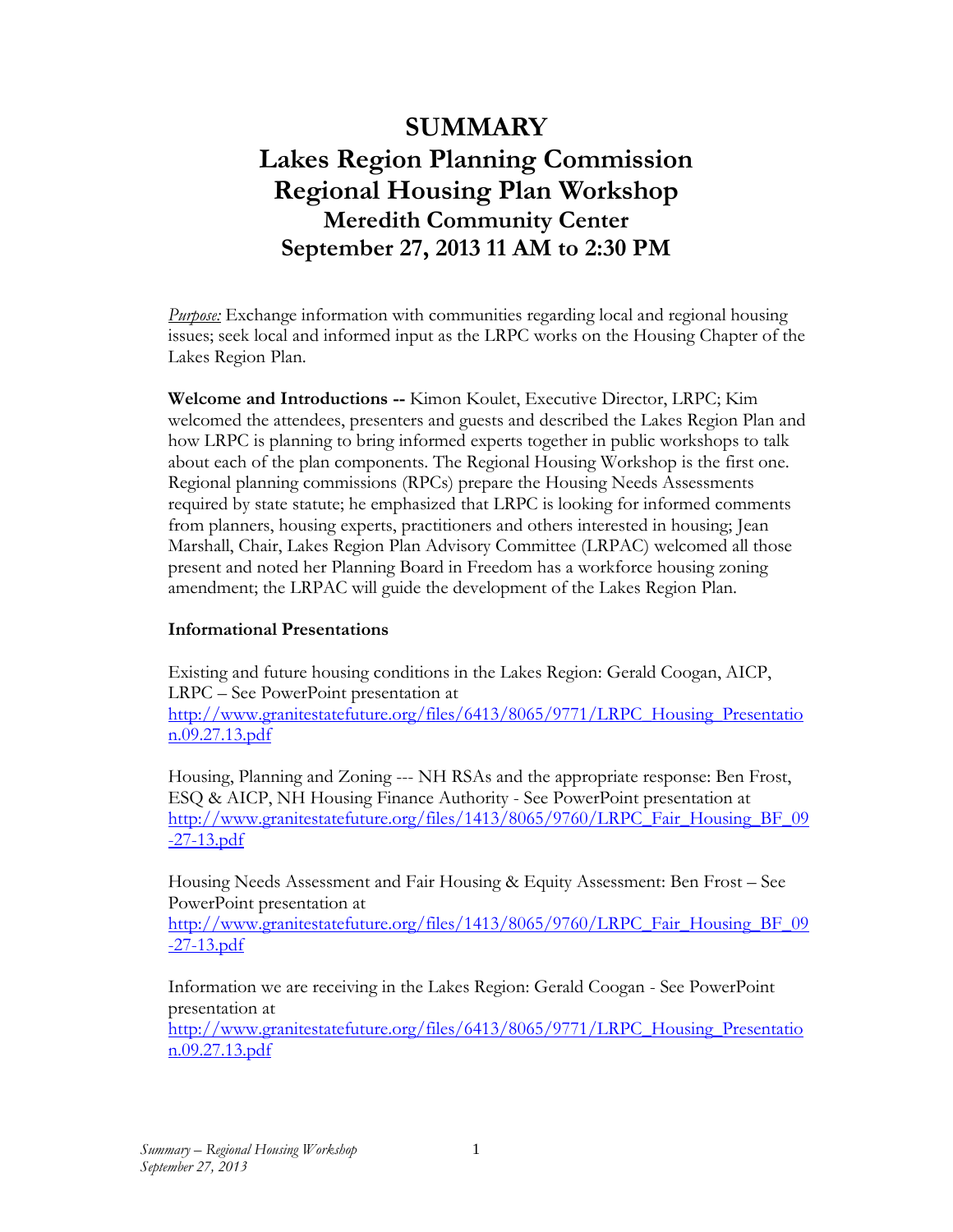# SUMMARY

# Lakes Region Planning Commission

# Regional Housing Plan Workshop

## Meredith Community Center

## September 27, 2013 11 AM to 2:30 PM

*Purpose:* Exchange information with communities regarding local and regional housing issues; seek local and informed input as the LRPC works on the Housing Chapter of the Lakes Region Plan.

**Welcome and Introductions --** Kimon Koulet, Executive Director, LRPC; Kim welcomed the attendees, presenters and guests and described the Lakes Region Plan and how LRPC is planning to bring informed experts together in public workshops to talk about each of the plan components. The Regional Housing Workshop is the first one. Regional planning commissions (RPCs) prepare the Housing Needs Assessments required by state statute; he emphasized that LRPC is looking for informed comments from planners, housing experts, practitioners and others interested in housing; Jean Marshall, Chair, Lakes Region Plan Advisory Committee (LRPAC) welcomed all those present and noted her Planning Board in Freedom has a workforce housing zoning amendment; the LRPAC will guide the development of the Lakes Region Plan.

**Informational Presentations**

Existing and future housing conditions in the Lakes Region: Gerald Coogan, AICP, LRPC – See PowerPoint presentation at http://www.granitestatefuture.org/files/6413/8065/9771/LRPC_Housing_Presentation.09.27.13.pdf

Housing, Planning and Zoning --- NH RSAs and the appropriate response: Ben Frost, ESQ & AICP, NH Housing Finance Authority - See PowerPoint presentation at http://www.granitestatefuture.org/files/1413/8065/9760/LRPC_Fair_Housing_BF_09-27-13.pdf

Housing Needs Assessment and Fair Housing & Equity Assessment: Ben Frost – See PowerPoint presentation at http://www.granitestatefuture.org/files/1413/8065/9760/LRPC_Fair_Housing_BF_09-27-13.pdf

Information we are receiving in the Lakes Region: Gerald Coogan - See PowerPoint presentation at http://www.granitestatefuture.org/files/6413/8065/9771/LRPC_Housing_Presentation.09.27.13.pdf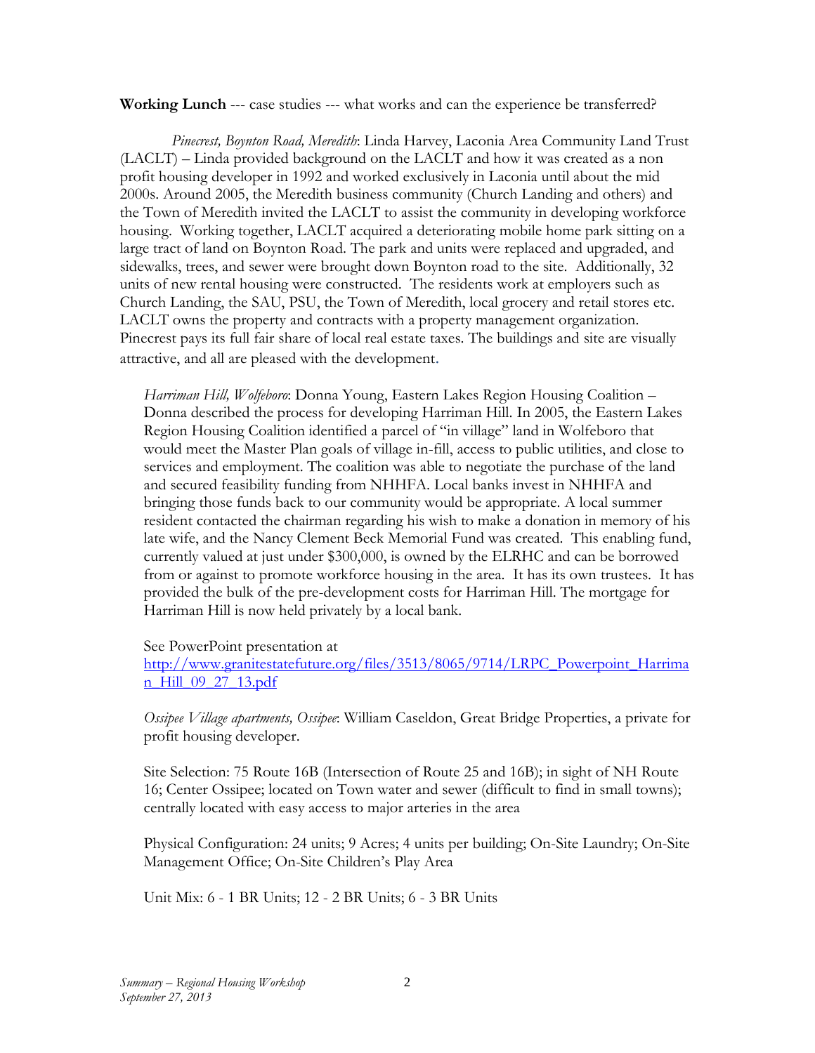**Working Lunch** --- case studies --- what works and can the experience be transferred?

*Pinecrest, Boynton Road, Meredith*: Linda Harvey, Laconia Area Community Land Trust (LACLT) – Linda provided background on the LACLT and how it was created as a non profit housing developer in 1992 and worked exclusively in Laconia until about the mid 2000s. Around 2005, the Meredith business community (Church Landing and others) and the Town of Meredith invited the LACLT to assist the community in developing workforce housing. Working together, LACLT acquired a deteriorating mobile home park sitting on a large tract of land on Boynton Road. The park and units were replaced and upgraded, and sidewalks, trees, and sewer were brought down Boynton road to the site. Additionally, 32 units of new rental housing were constructed. The residents work at employers such as Church Landing, the SAU, PSU, the Town of Meredith, local grocery and retail stores etc. LACLT owns the property and contracts with a property management organization. Pinecrest pays its full fair share of local real estate taxes. The buildings and site are visually attractive, and all are pleased with the development.

*Harriman Hill, Wolfeboro*: Donna Young, Eastern Lakes Region Housing Coalition – Donna described the process for developing Harriman Hill. In 2005, the Eastern Lakes Region Housing Coalition identified a parcel of "in village" land in Wolfeboro that would meet the Master Plan goals of village in-fill, access to public utilities, and close to services and employment. The coalition was able to negotiate the purchase of the land and secured feasibility funding from NHHFA. Local banks invest in NHHFA and bringing those funds back to our community would be appropriate. A local summer resident contacted the chairman regarding his wish to make a donation in memory of his late wife, and the Nancy Clement Beck Memorial Fund was created. This enabling fund, currently valued at just under $300,000, is owned by the ELRHC and can be borrowed from or against to promote workforce housing in the area. It has its own trustees. It has provided the bulk of the pre-development costs for Harriman Hill. The mortgage for Harriman Hill is now held privately by a local bank.

See PowerPoint presentation at [http://www.granitestatefuture.org/files/3513/8065/9714/LRPC_Powerpoint_Harriman_Hill_09_27_13.pdf](http://www.granitestatefuture.org/files/3513/8065/9714/LRPC_Powerpoint_Harriman_Hill_09_27_13.pdf)

*Ossipee Village apartments, Ossipee*: William Caseldon, Great Bridge Properties, a private for profit housing developer.

Site Selection: 75 Route 16B (Intersection of Route 25 and 16B); in sight of NH Route 16; Center Ossipee; located on Town water and sewer (difficult to find in small towns); centrally located with easy access to major arteries in the area

Physical Configuration: 24 units; 9 Acres; 4 units per building; On-Site Laundry; On-Site Management Office; On-Site Children's Play Area

Unit Mix: 6 - 1 BR Units; 12 - 2 BR Units; 6 - 3 BR Units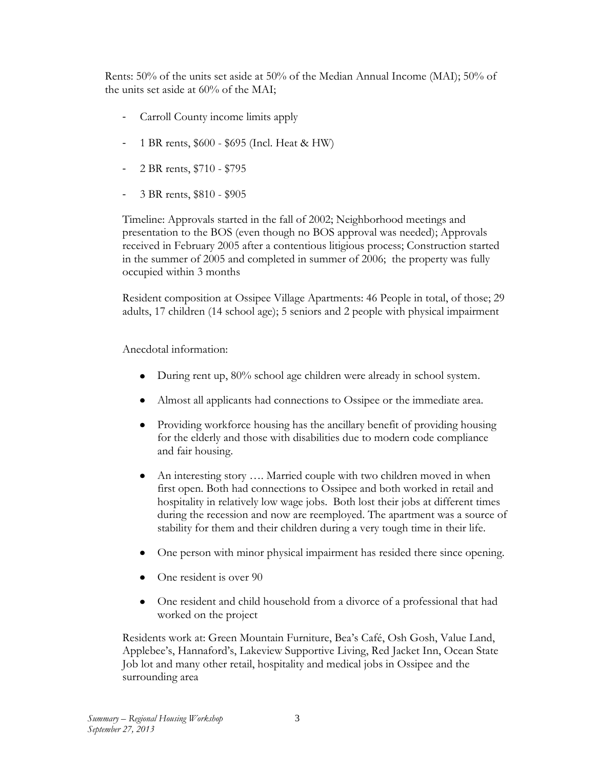Rents: 50% of the units set aside at 50% of the Median Annual Income (MAI); 50% of the units set aside at 60% of the MAI;

- Carroll County income limits apply
- 1 BR rents, $600 - $695 (Incl. Heat & HW)
- 2 BR rents, $710 - $795
- 3 BR rents, $810 - $905

Timeline: Approvals started in the fall of 2002; Neighborhood meetings and presentation to the BOS (even though no BOS approval was needed); Approvals received in February 2005 after a contentious litigious process; Construction started in the summer of 2005 and completed in summer of 2006; the property was fully occupied within 3 months

Resident composition at Ossipee Village Apartments: 46 People in total, of those; 29 adults, 17 children (14 school age); 5 seniors and 2 people with physical impairment

Anecdotal information:

- During rent up, 80% school age children were already in school system.
- Almost all applicants had connections to Ossipee or the immediate area.
- Providing workforce housing has the ancillary benefit of providing housing for the elderly and those with disabilities due to modern code compliance and fair housing.
- An interesting story …. Married couple with two children moved in when first open. Both had connections to Ossipee and both worked in retail and hospitality in relatively low wage jobs. Both lost their jobs at different times during the recession and now are reemployed. The apartment was a source of stability for them and their children during a very tough time in their life.
- One person with minor physical impairment has resided there since opening.
- One resident is over 90
- One resident and child household from a divorce of a professional that had worked on the project

Residents work at: Green Mountain Furniture, Bea's Café, Osh Gosh, Value Land, Applebee's, Hannaford's, Lakeview Supportive Living, Red Jacket Inn, Ocean State Job lot and many other retail, hospitality and medical jobs in Ossipee and the surrounding area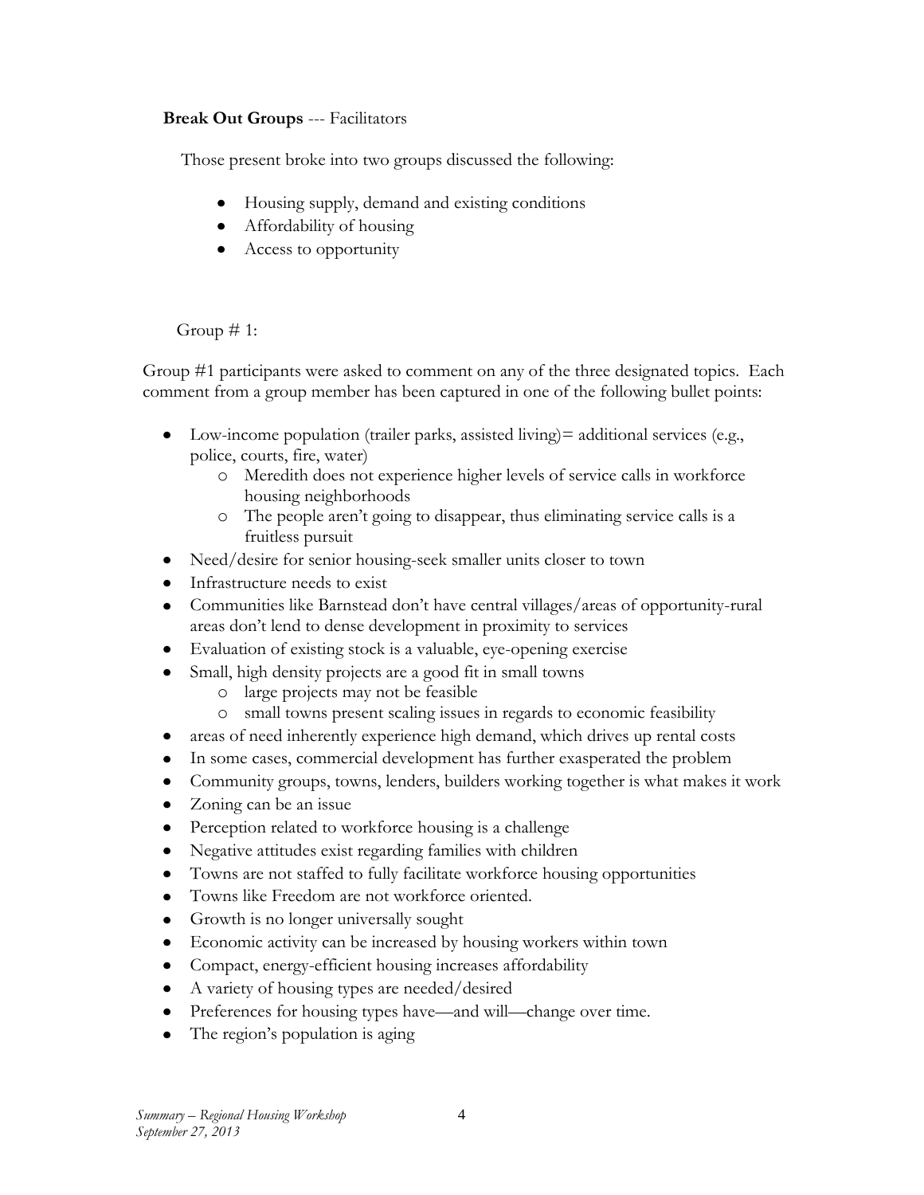**Break Out Groups** --- Facilitators

Those present broke into two groups discussed the following:

- Housing supply, demand and existing conditions
- Affordability of housing
- Access to opportunity

Group # 1:

Group #1 participants were asked to comment on any of the three designated topics. Each comment from a group member has been captured in one of the following bullet points:

- Low-income population (trailer parks, assisted living)= additional services (e.g., police, courts, fire, water)
    - Meredith does not experience higher levels of service calls in workforce housing neighborhoods
    - The people aren't going to disappear, thus eliminating service calls is a fruitless pursuit
- Need/desire for senior housing-seek smaller units closer to town
- Infrastructure needs to exist
- Communities like Barnstead don't have central villages/areas of opportunity-rural areas don't lend to dense development in proximity to services
- Evaluation of existing stock is a valuable, eye-opening exercise
- Small, high density projects are a good fit in small towns
    - large projects may not be feasible
    - small towns present scaling issues in regards to economic feasibility
- areas of need inherently experience high demand, which drives up rental costs
- In some cases, commercial development has further exasperated the problem
- Community groups, towns, lenders, builders working together is what makes it work
- Zoning can be an issue
- Perception related to workforce housing is a challenge
- Negative attitudes exist regarding families with children
- Towns are not staffed to fully facilitate workforce housing opportunities
- Towns like Freedom are not workforce oriented.
- Growth is no longer universally sought
- Economic activity can be increased by housing workers within town
- Compact, energy-efficient housing increases affordability
- A variety of housing types are needed/desired
- Preferences for housing types have—and will—change over time.
- The region's population is aging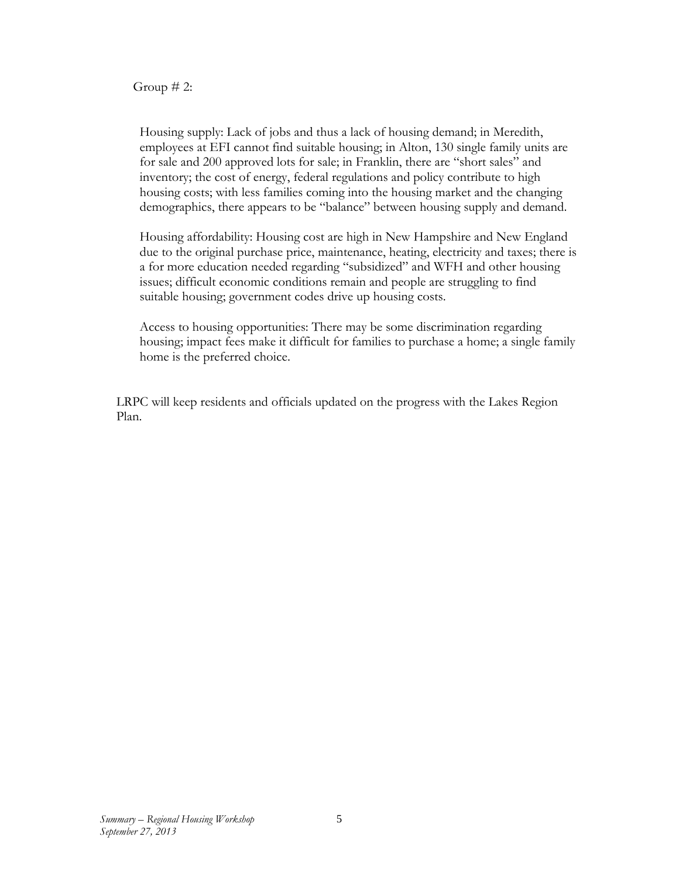Group # 2:

Housing supply: Lack of jobs and thus a lack of housing demand; in Meredith, employees at EFI cannot find suitable housing; in Alton, 130 single family units are for sale and 200 approved lots for sale; in Franklin, there are "short sales" and inventory; the cost of energy, federal regulations and policy contribute to high housing costs; with less families coming into the housing market and the changing demographics, there appears to be "balance" between housing supply and demand.

Housing affordability: Housing cost are high in New Hampshire and New England due to the original purchase price, maintenance, heating, electricity and taxes; there is a for more education needed regarding "subsidized" and WFH and other housing issues; difficult economic conditions remain and people are struggling to find suitable housing; government codes drive up housing costs.

Access to housing opportunities: There may be some discrimination regarding housing; impact fees make it difficult for families to purchase a home; a single family home is the preferred choice.

LRPC will keep residents and officials updated on the progress with the Lakes Region Plan.